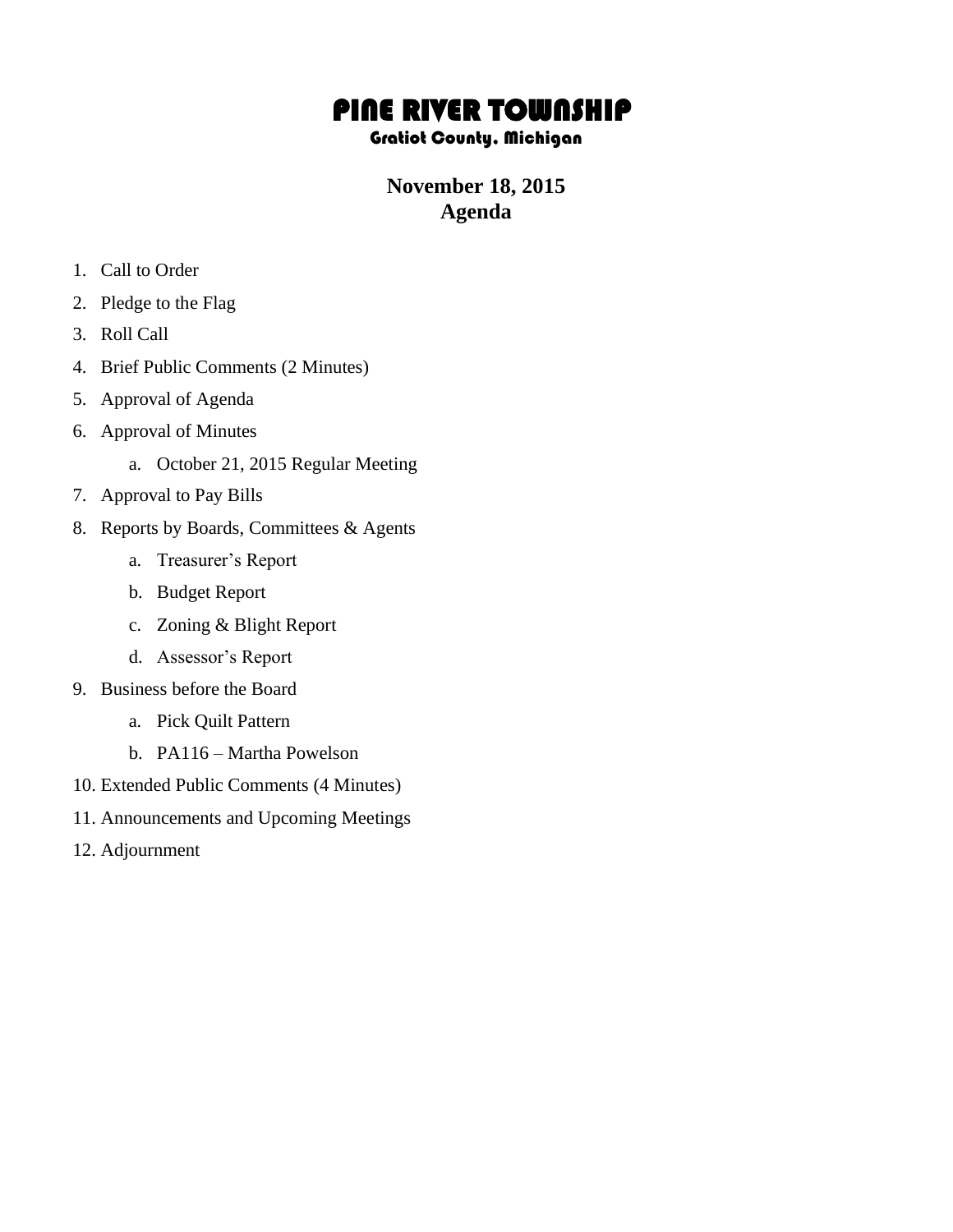# PINE RIVER TOWNSHIP

### Gratiot County, Michigan

## November 18, 2015
## Agenda

1. Call to Order
2. Pledge to the Flag
3. Roll Call
4. Brief Public Comments (2 Minutes)
5. Approval of Agenda
6. Approval of Minutes
    a. October 21, 2015 Regular Meeting
7. Approval to Pay Bills
8. Reports by Boards, Committees & Agents
    a. Treasurer's Report
    b. Budget Report
    c. Zoning & Blight Report
    d. Assessor's Report
9. Business before the Board
    a. Pick Quilt Pattern
    b. PA116 – Martha Powelson
10. Extended Public Comments (4 Minutes)
11. Announcements and Upcoming Meetings
12. Adjournment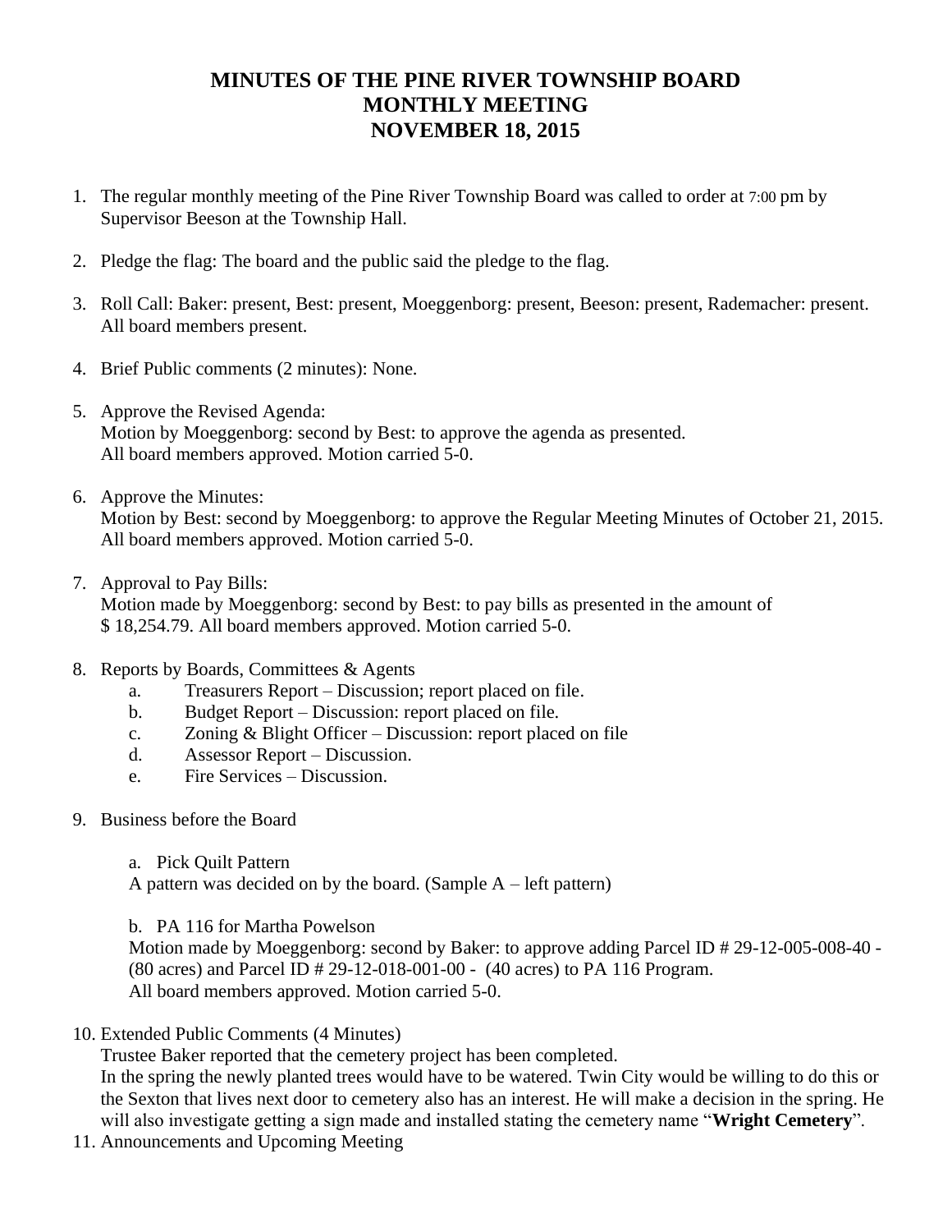# MINUTES OF THE PINE RIVER TOWNSHIP BOARD MONTHLY MEETING NOVEMBER 18, 2015

1. The regular monthly meeting of the Pine River Township Board was called to order at 7:00 pm by Supervisor Beeson at the Township Hall.

2. Pledge the flag: The board and the public said the pledge to the flag.

3. Roll Call: Baker: present, Best: present, Moeggenborg: present, Beeson: present, Rademacher: present. All board members present.

4. Brief Public comments (2 minutes): None.

5. Approve the Revised Agenda:
   Motion by Moeggenborg: second by Best: to approve the agenda as presented.
   All board members approved. Motion carried 5-0.

6. Approve the Minutes:
   Motion by Best: second by Moeggenborg: to approve the Regular Meeting Minutes of October 21, 2015.
   All board members approved. Motion carried 5-0.

7. Approval to Pay Bills:
   Motion made by Moeggenborg: second by Best: to pay bills as presented in the amount of $ 18,254.79. All board members approved. Motion carried 5-0.

8. Reports by Boards, Committees & Agents
   a. Treasurers Report – Discussion; report placed on file.
   b. Budget Report – Discussion: report placed on file.
   c. Zoning & Blight Officer – Discussion: report placed on file
   d. Assessor Report – Discussion.
   e. Fire Services – Discussion.

9. Business before the Board

   a. Pick Quilt Pattern
   A pattern was decided on by the board. (Sample A – left pattern)

   b. PA 116 for Martha Powelson
   Motion made by Moeggenborg: second by Baker: to approve adding Parcel ID # 29-12-005-008-40 - (80 acres) and Parcel ID # 29-12-018-001-00 - (40 acres) to PA 116 Program.
   All board members approved. Motion carried 5-0.

10. Extended Public Comments (4 Minutes)
    Trustee Baker reported that the cemetery project has been completed.
    In the spring the newly planted trees would have to be watered. Twin City would be willing to do this or the Sexton that lives next door to cemetery also has an interest. He will make a decision in the spring. He will also investigate getting a sign made and installed stating the cemetery name "**Wright Cemetery**".

11. Announcements and Upcoming Meeting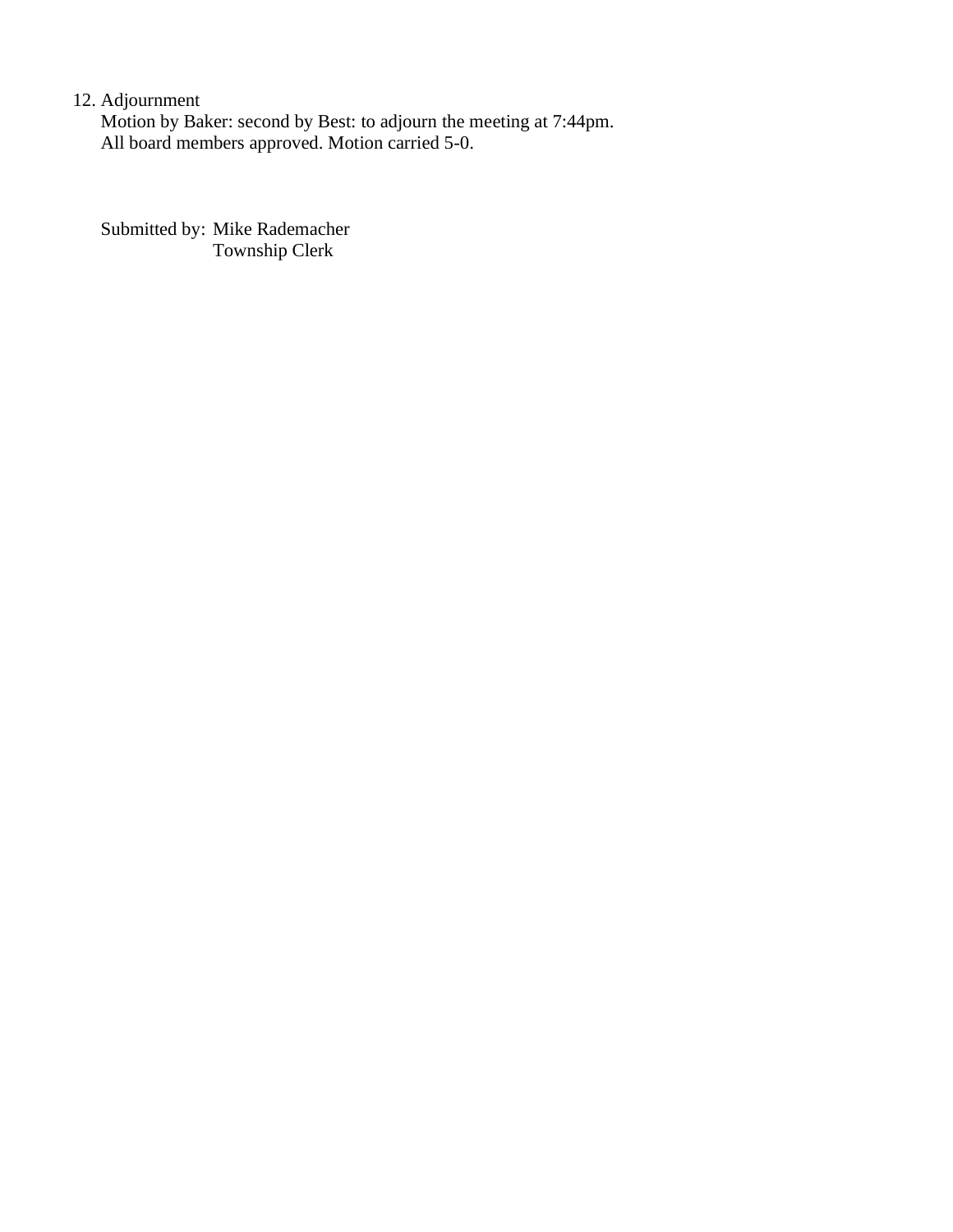12. Adjournment

    Motion by Baker: second by Best: to adjourn the meeting at 7:44pm.
    All board members approved. Motion carried 5-0.

Submitted by: Mike Rademacher
Township Clerk